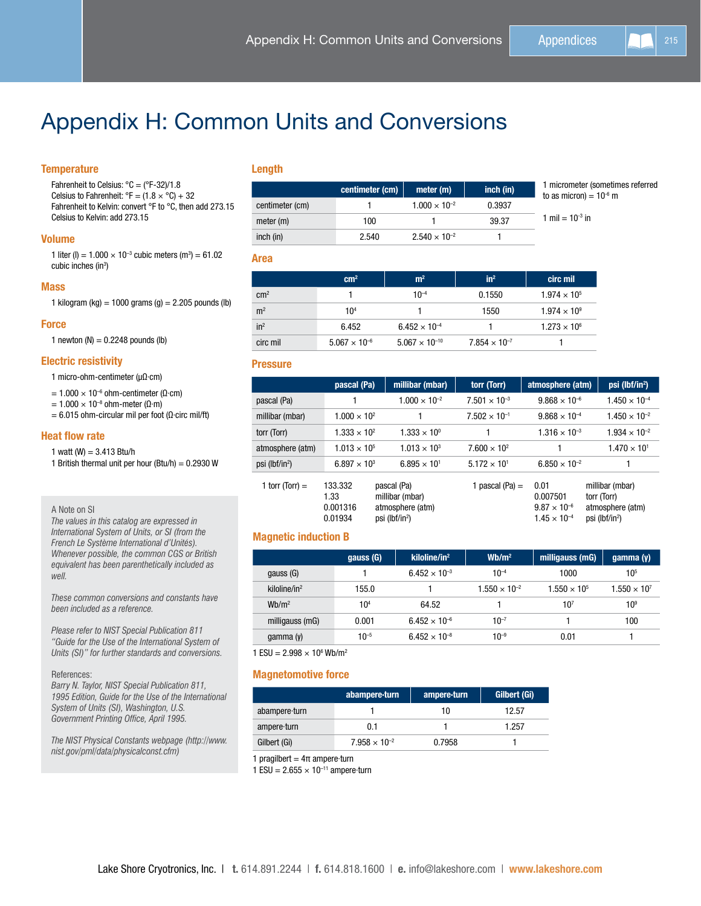# Appendix H: Common Units and Conversions

## Temperature

Fahrenheit to Celsius: °C = (°F-32)/1.8
Celsius to Fahrenheit: °F = (1.8 × °C) + 32
Fahrenheit to Kelvin: convert °F to °C, then add 273.15
Celsius to Kelvin: add 273.15

## Volume

1 liter (l) = $1.000 \times 10^{-3}$ cubic meters ($m^3$) = 61.02 cubic inches ($in^3$)

## Mass

1 kilogram (kg) = 1000 grams (g) = 2.205 pounds (lb)

## Force

1 newton (N) = 0.2248 pounds (lb)

## Electric resistivity

1 micro-ohm-centimeter (μΩ·cm)

= $1.000 \times 10^{-6}$ ohm-centimeter (Ω·cm)
= $1.000 \times 10^{-8}$ ohm-meter (Ω·m)
= 6.015 ohm-circular mil per foot (Ω·circ mil/ft)

## Heat flow rate

1 watt (W) = 3.413 Btu/h
1 British thermal unit per hour (Btu/h) = 0.2930 W

## Length

| | centimeter (cm) | meter (m) | inch (in) |
|---|---|---|---|
| centimeter (cm) | 1 | $1.000 \times 10^{-2}$ | 0.3937 |
| meter (m) | 100 | 1 | 39.37 |
| inch (in) | 2.540 | $2.540 \times 10^{-2}$ | 1 |

1 micrometer (sometimes referred to as micron) = $10^{-6}$ m

1 mil = $10^{-3}$ in

## Area

| | $cm^2$ | $m^2$ | $in^2$ | circ mil |
|---|---|---|---|---|
| $cm^2$ | 1 | $10^{-4}$ | 0.1550 | $1.974 \times 10^{5}$ |
| $m^2$ | $10^{4}$ | 1 | 1550 | $1.974 \times 10^{9}$ |
| $in^2$ | 6.452 | $6.452 \times 10^{-4}$ | 1 | $1.273 \times 10^{6}$ |
| circ mil | $5.067 \times 10^{-6}$ | $5.067 \times 10^{-10}$ | $7.854 \times 10^{-7}$ | 1 |

## Pressure

| | pascal (Pa) | millibar (mbar) | torr (Torr) | atmosphere (atm) | psi ($lbf/in^2$) |
|---|---|---|---|---|---|
| pascal (Pa) | 1 | $1.000 \times 10^{-2}$ | $7.501 \times 10^{-3}$ | $9.868 \times 10^{-6}$ | $1.450 \times 10^{-4}$ |
| millibar (mbar) | $1.000 \times 10^{2}$ | 1 | $7.502 \times 10^{-1}$ | $9.868 \times 10^{-4}$ | $1.450 \times 10^{-2}$ |
| torr (Torr) | $1.333 \times 10^{2}$ | $1.333 \times 10^{0}$ | 1 | $1.316 \times 10^{-3}$ | $1.934 \times 10^{-2}$ |
| atmosphere (atm) | $1.013 \times 10^{5}$ | $1.013 \times 10^{3}$ | $7.600 \times 10^{2}$ | 1 | $1.470 \times 10^{1}$ |
| psi ($lbf/in^2$) | $6.897 \times 10^{3}$ | $6.895 \times 10^{1}$ | $5.172 \times 10^{1}$ | $6.850 \times 10^{-2}$ | 1 |

1 torr (Torr) =
- 133.332 pascal (Pa)
- 1.33 millibar (mbar)
- 0.001316 atmosphere (atm)
- 0.01934 psi ($lbf/in^2$)

1 pascal (Pa) =
- 0.01 millibar (mbar)
- 0.007501 torr (Torr)
- $9.87 \times 10^{-6}$ atmosphere (atm)
- $1.45 \times 10^{-4}$ psi ($lbf/in^2$)

## Magnetic induction B

| | gauss (G) | kiloline/$in^2$ | $Wb/m^2$ | milligauss (mG) | gamma (γ) |
|---|---|---|---|---|---|
| gauss (G) | 1 | $6.452 \times 10^{-3}$ | $10^{-4}$ | 1000 | $10^{5}$ |
| kiloline/$in^2$ | 155.0 | 1 | $1.550 \times 10^{-2}$ | $1.550 \times 10^{5}$ | $1.550 \times 10^{7}$ |
| $Wb/m^2$ | $10^{4}$ | 64.52 | 1 | $10^{7}$ | $10^{9}$ |
| milligauss (mG) | 0.001 | $6.452 \times 10^{-6}$ | $10^{-7}$ | 1 | 100 |
| gamma (γ) | $10^{-5}$ | $6.452 \times 10^{-8}$ | $10^{-9}$ | 0.01 | 1 |

1 ESU = $2.998 \times 10^{6}$ $Wb/m^2$

## Magnetomotive force

| | abampere·turn | ampere·turn | Gilbert (Gi) |
|---|---|---|---|
| abampere·turn | 1 | 10 | 12.57 |
| ampere·turn | 0.1 | 1 | 1.257 |
| Gilbert (Gi) | $7.958 \times 10^{-2}$ | 0.7958 | 1 |

1 pragilbert = 4π ampere·turn
1 ESU = $2.655 \times 10^{-11}$ ampere·turn

---

A Note on SI

*The values in this catalog are expressed in International System of Units, or SI (from the French Le Système International d'Unités). Whenever possible, the common CGS or British equivalent has been parenthetically included as well.*

*These common conversions and constants have been included as a reference.*

*Please refer to NIST Special Publication 811 "Guide for the Use of the International System of Units (SI)" for further standards and conversions.*

References:

*Barry N. Taylor, NIST Special Publication 811, 1995 Edition, Guide for the Use of the International System of Units (SI), Washington, U.S. Government Printing Office, April 1995.*

*The NIST Physical Constants webpage (http://www.nist.gov/pml/data/physicalconst.cfm)*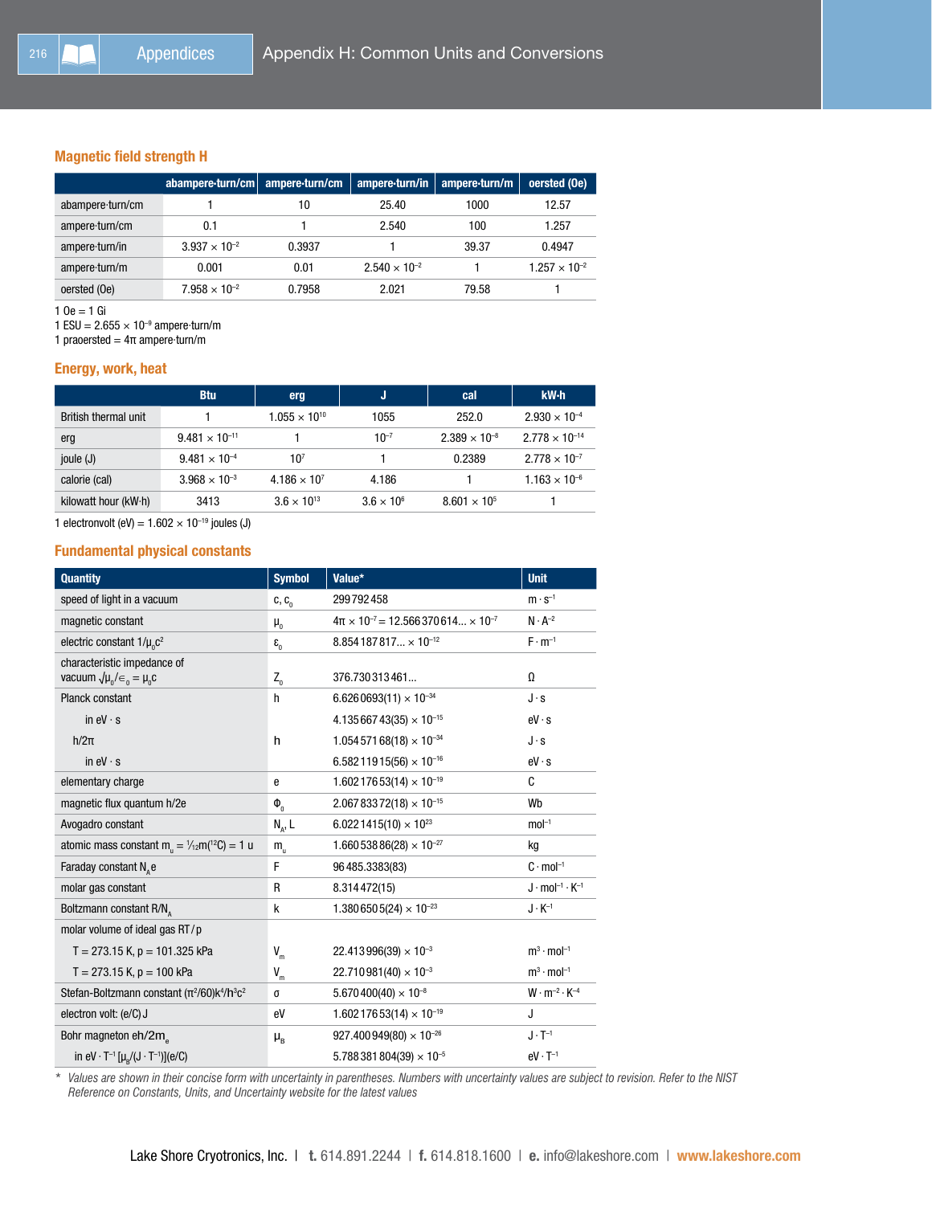### Magnetic field strength H

| | abampere·turn/cm | ampere·turn/cm | ampere·turn/in | ampere·turn/m | oersted (Oe) |
|---|---|---|---|---|---|
| abampere·turn/cm | 1 | 10 | 25.40 | 1000 | 12.57 |
| ampere·turn/cm | 0.1 | 1 | 2.540 | 100 | 1.257 |
| ampere·turn/in | $3.937 \times 10^{-2}$ | 0.3937 | 1 | 39.37 | 0.4947 |
| ampere·turn/m | 0.001 | 0.01 | $2.540 \times 10^{-2}$ | 1 | $1.257 \times 10^{-2}$ |
| oersted (Oe) | $7.958 \times 10^{-2}$ | 0.7958 | 2.021 | 79.58 | 1 |

1 Oe = 1 Gi
1 ESU = $2.655 \times 10^{-9}$ ampere·turn/m
1 praoersted = $4\pi$ ampere·turn/m

### Energy, work, heat

| | Btu | erg | J | cal | kW·h |
|---|---|---|---|---|---|
| British thermal unit | 1 | $1.055 \times 10^{10}$ | 1055 | 252.0 | $2.930 \times 10^{-4}$ |
| erg | $9.481 \times 10^{-11}$ | 1 | $10^{-7}$ | $2.389 \times 10^{-8}$ | $2.778 \times 10^{-14}$ |
| joule (J) | $9.481 \times 10^{-4}$ | $10^{7}$ | 1 | 0.2389 | $2.778 \times 10^{-7}$ |
| calorie (cal) | $3.968 \times 10^{-3}$ | $4.186 \times 10^{7}$ | 4.186 | 1 | $1.163 \times 10^{-6}$ |
| kilowatt hour (kW·h) | 3413 | $3.6 \times 10^{13}$ | $3.6 \times 10^{6}$ | $8.601 \times 10^{5}$ | 1 |

1 electronvolt (eV) = $1.602 \times 10^{-19}$ joules (J)

### Fundamental physical constants

| Quantity | Symbol | Value* | Unit |
|---|---|---|---|
| speed of light in a vacuum | $c, c_0$ | 299 792 458 | $m \cdot s^{-1}$ |
| magnetic constant | $\mu_0$ | $4\pi \times 10^{-7} = 12.566\,370\,614... \times 10^{-7}$ | $N \cdot A^{-2}$ |
| electric constant $1/\mu_0 c^2$ | $\varepsilon_0$ | $8.854\,187\,817... \times 10^{-12}$ | $F \cdot m^{-1}$ |
| characteristic impedance of vacuum $\sqrt{\mu_0/\epsilon_0} = \mu_0 c$ | $Z_0$ | 376.730 313 461... | Ω |
| Planck constant | $h$ | $6.626\,0693(11) \times 10^{-34}$ | $J \cdot s$ |
| in eV · s | | $4.135\,667\,43(35) \times 10^{-15}$ | $eV \cdot s$ |
| $h/2\pi$ | $\hbar$ | $1.054\,571\,68(18) \times 10^{-34}$ | $J \cdot s$ |
| in eV · s | | $6.582\,119\,15(56) \times 10^{-16}$ | $eV \cdot s$ |
| elementary charge | $e$ | $1.602\,176\,53(14) \times 10^{-19}$ | C |
| magnetic flux quantum $h/2e$ | $\Phi_0$ | $2.067\,833\,72(18) \times 10^{-15}$ | Wb |
| Avogadro constant | $N_A, L$ | $6.022\,1415(10) \times 10^{23}$ | $mol^{-1}$ |
| atomic mass constant $m_u = \frac{1}{12}m(^{12}C) = 1$ u | $m_u$ | $1.660\,538\,86(28) \times 10^{-27}$ | kg |
| Faraday constant $N_A e$ | $F$ | 96 485.3383(83) | $C \cdot mol^{-1}$ |
| molar gas constant | $R$ | 8.314 472(15) | $J \cdot mol^{-1} \cdot K^{-1}$ |
| Boltzmann constant $R/N_A$ | $k$ | $1.380\,650\,5(24) \times 10^{-23}$ | $J \cdot K^{-1}$ |
| molar volume of ideal gas $RT/p$ | | | |
| $T = 273.15$ K, $p = 101.325$ kPa | $V_m$ | $22.413\,996(39) \times 10^{-3}$ | $m^3 \cdot mol^{-1}$ |
| $T = 273.15$ K, $p = 100$ kPa | $V_m$ | $22.710\,981(40) \times 10^{-3}$ | $m^3 \cdot mol^{-1}$ |
| Stefan-Boltzmann constant $(\pi^2/60)k^4/\hbar^3c^2$ | $\sigma$ | $5.670\,400(40) \times 10^{-8}$ | $W \cdot m^{-2} \cdot K^{-4}$ |
| electron volt: (e/C) J | eV | $1.602\,176\,53(14) \times 10^{-19}$ | J |
| Bohr magneton $e\hbar/2m_e$ | $\mu_B$ | $927.400\,949(80) \times 10^{-26}$ | $J \cdot T^{-1}$ |
| in $eV \cdot T^{-1}$ $[\mu_B/(J \cdot T^{-1})](e/C)$ | | $5.788\,381\,804(39) \times 10^{-5}$ | $eV \cdot T^{-1}$ |

\* *Values are shown in their concise form with uncertainty in parentheses. Numbers with uncertainty values are subject to revision. Refer to the NIST Reference on Constants, Units, and Uncertainty website for the latest values*